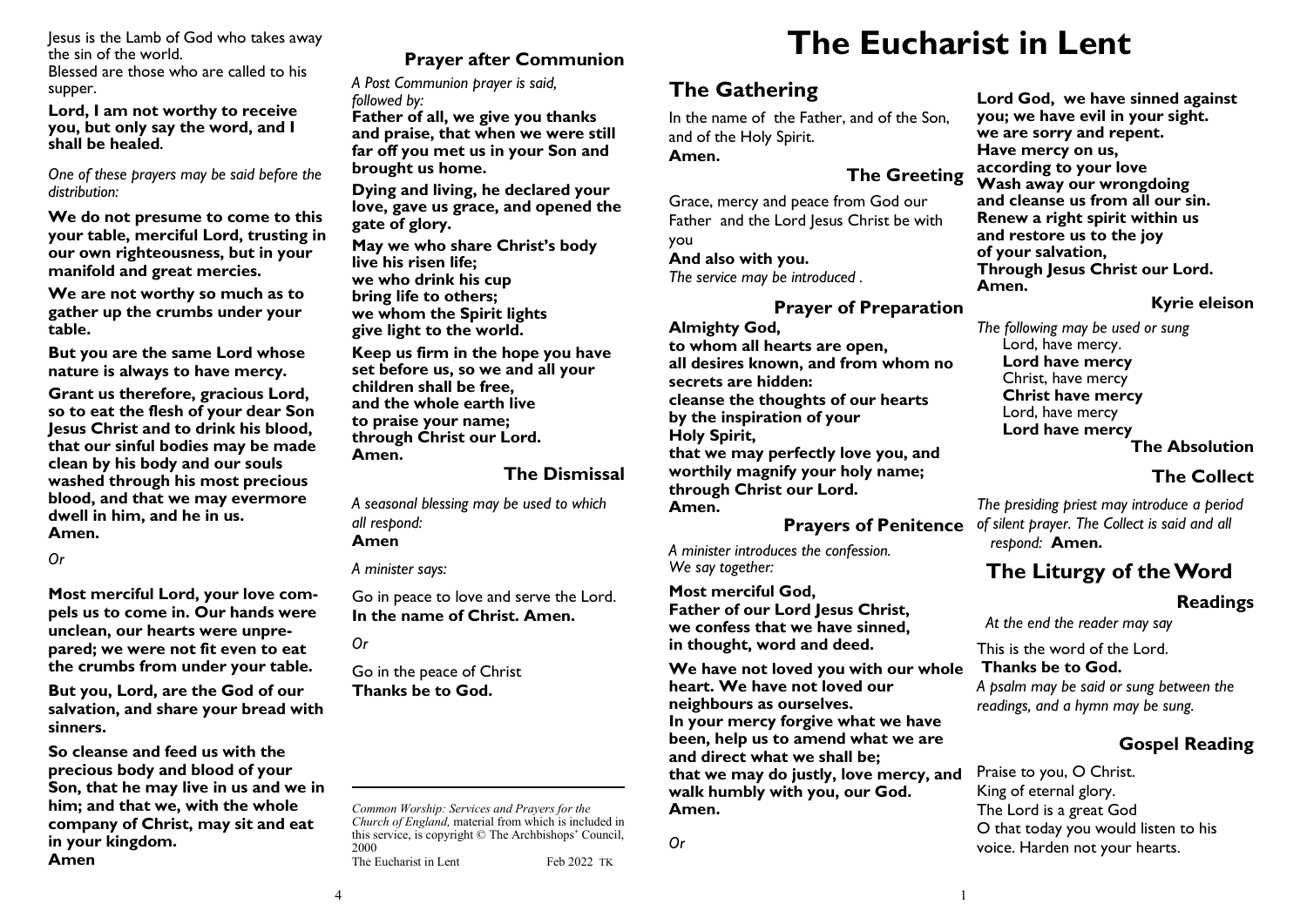Jesus is the Lamb of God who takes away the sin of the world.
Blessed are those who are called to his supper.

**Lord, I am not worthy to receive you, but only say the word, and I shall be healed.**

*One of these prayers may be said before the distribution:*

**We do not presume to come to this your table, merciful Lord, trusting in our own righteousness, but in your manifold and great mercies.**

**We are not worthy so much as to gather up the crumbs under your table.**

**But you are the same Lord whose nature is always to have mercy.**

**Grant us therefore, gracious Lord, so to eat the flesh of your dear Son Jesus Christ and to drink his blood, that our sinful bodies may be made clean by his body and our souls washed through his most precious blood, and that we may evermore dwell in him, and he in us.**
**Amen.**

*Or*

**Most merciful Lord, your love compels us to come in. Our hands were unclean, our hearts were unprepared; we were not fit even to eat the crumbs from under your table.**

**But you, Lord, are the God of our salvation, and share your bread with sinners.**

**So cleanse and feed us with the precious body and blood of your Son, that he may live in us and we in him; and that we, with the whole company of Christ, may sit and eat in your kingdom.**
**Amen**

### Prayer after Communion

*A Post Communion prayer is said, followed by:*

**Father of all, we give you thanks and praise, that when we were still far off you met us in your Son and brought us home.**

**Dying and living, he declared your love, gave us grace, and opened the gate of glory.**

**May we who share Christ's body live his risen life;**
**we who drink his cup bring life to others;**
**we whom the Spirit lights give light to the world.**

**Keep us firm in the hope you have set before us, so we and all your children shall be free, and the whole earth live to praise your name; through Christ our Lord.**
**Amen.**

### The Dismissal

*A seasonal blessing may be used to which all respond:*
**Amen**

*A minister says:*

Go in peace to love and serve the Lord.
**In the name of Christ. Amen.**

*Or*

Go in the peace of Christ
**Thanks be to God.**

---

*Common Worship: Services and Prayers for the Church of England,* material from which is included in this service, is copyright © The Archbishops' Council, 2000
The Eucharist in Lent Feb 2022 TK

# The Eucharist in Lent

## The Gathering

In the name of the Father, and of the Son, and of the Holy Spirit.
**Amen.**

### The Greeting

Grace, mercy and peace from God our Father and the Lord Jesus Christ be with you
**And also with you.**
*The service may be introduced .*

### Prayer of Preparation

**Almighty God,**
**to whom all hearts are open,**
**all desires known, and from whom no secrets are hidden:**
**cleanse the thoughts of our hearts**
**by the inspiration of your**
**Holy Spirit,**
**that we may perfectly love you, and worthily magnify your holy name;**
**through Christ our Lord.**
**Amen.**

### Prayers of Penitence

*A minister introduces the confession.*
*We say together:*

**Most merciful God,**
**Father of our Lord Jesus Christ,**
**we confess that we have sinned,**
**in thought, word and deed.**

**We have not loved you with our whole heart. We have not loved our neighbours as ourselves.**
**In your mercy forgive what we have been, help us to amend what we are and direct what we shall be;**
**that we may do justly, love mercy, and walk humbly with you, our God.**
**Amen.**

*Or*

**Lord God, we have sinned against you; we have evil in your sight.**
**we are sorry and repent.**
**Have mercy on us,**
**according to your love**
**Wash away our wrongdoing**
**and cleanse us from all our sin.**
**Renew a right spirit within us**
**and restore us to the joy**
**of your salvation,**
**Through Jesus Christ our Lord.**
**Amen.**

### Kyrie eleison

*The following may be used or sung*
Lord, have mercy.
**Lord have mercy**
Christ, have mercy
**Christ have mercy**
Lord, have mercy
**Lord have mercy**

### The Absolution

### The Collect

*The presiding priest may introduce a period of silent prayer. The Collect is said and all respond:* **Amen.**

## The Liturgy of the Word

### Readings

*At the end the reader may say*

This is the word of the Lord.
**Thanks be to God.**
*A psalm may be said or sung between the readings, and a hymn may be sung.*

### Gospel Reading

Praise to you, O Christ.
King of eternal glory.
The Lord is a great God
O that today you would listen to his voice. Harden not your hearts.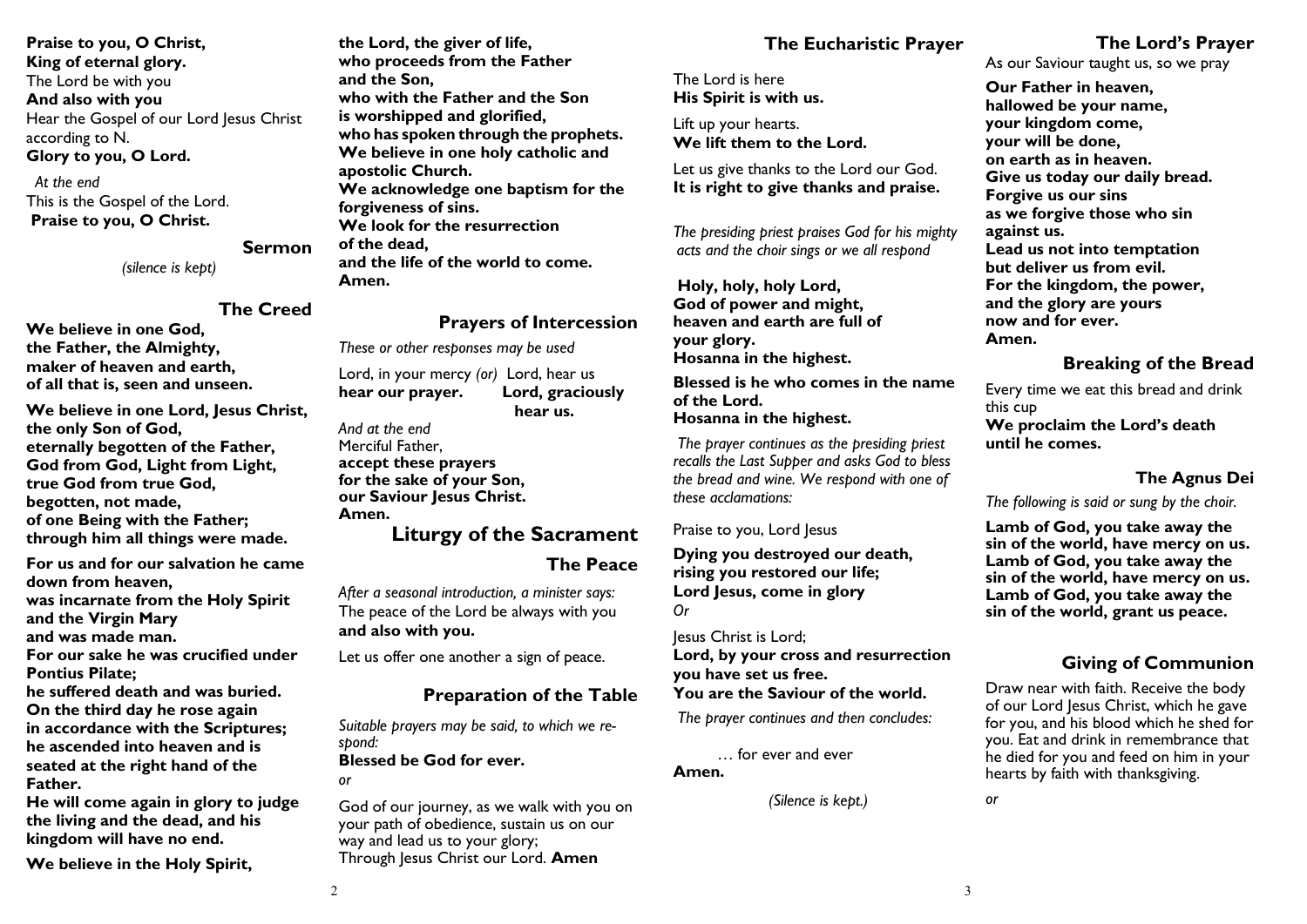**Praise to you, O Christ,**
**King of eternal glory.**
The Lord be with you
**And also with you**
Hear the Gospel of our Lord Jesus Christ according to N.
**Glory to you, O Lord.**

*At the end*
This is the Gospel of the Lord.
**Praise to you, O Christ.**

## Sermon

*(silence is kept)*

## The Creed

**We believe in one God,**
**the Father, the Almighty,**
**maker of heaven and earth,**
**of all that is, seen and unseen.**

**We believe in one Lord, Jesus Christ,**
**the only Son of God,**
**eternally begotten of the Father,**
**God from God, Light from Light,**
**true God from true God,**
**begotten, not made,**
**of one Being with the Father;**
**through him all things were made.**

**For us and for our salvation he came down from heaven,**
**was incarnate from the Holy Spirit and the Virgin Mary**
**and was made man.**
**For our sake he was crucified under Pontius Pilate;**
**he suffered death and was buried.**
**On the third day he rose again**
**in accordance with the Scriptures;**
**he ascended into heaven and is seated at the right hand of the Father.**
**He will come again in glory to judge the living and the dead, and his kingdom will have no end.**

**We believe in the Holy Spirit,**
**the Lord, the giver of life,**
**who proceeds from the Father**
**and the Son,**
**who with the Father and the Son**
**is worshipped and glorified,**
**who has spoken through the prophets.**
**We believe in one holy catholic and apostolic Church.**
**We acknowledge one baptism for the forgiveness of sins.**
**We look for the resurrection**
**of the dead,**
**and the life of the world to come.**
**Amen.**

## Prayers of Intercession

*These or other responses may be used*

Lord, in your mercy *(or)* Lord, hear us
**hear our prayer.** **Lord, graciously hear us.**

*And at the end*
Merciful Father,
**accept these prayers**
**for the sake of your Son,**
**our Saviour Jesus Christ.**
**Amen.**

# Liturgy of the Sacrament

## The Peace

*After a seasonal introduction, a minister says:*
The peace of the Lord be always with you
**and also with you.**

Let us offer one another a sign of peace.

## Preparation of the Table

*Suitable prayers may be said, to which we respond:*
**Blessed be God for ever.**
*or*

God of our journey, as we walk with you on your path of obedience, sustain us on our way and lead us to your glory;
Through Jesus Christ our Lord. **Amen**

## The Eucharistic Prayer

The Lord is here
**His Spirit is with us.**

Lift up your hearts.
**We lift them to the Lord.**

Let us give thanks to the Lord our God.
**It is right to give thanks and praise.**

*The presiding priest praises God for his mighty acts and the choir sings or we all respond*

**Holy, holy, holy Lord,**
**God of power and might,**
**heaven and earth are full of your glory.**
**Hosanna in the highest.**

**Blessed is he who comes in the name of the Lord.**
**Hosanna in the highest.**

*The prayer continues as the presiding priest recalls the Last Supper and asks God to bless the bread and wine. We respond with one of these acclamations:*

Praise to you, Lord Jesus

**Dying you destroyed our death,**
**rising you restored our life;**
**Lord Jesus, come in glory**
*Or*

Jesus Christ is Lord;
**Lord, by your cross and resurrection you have set us free.**
**You are the Saviour of the world.**

*The prayer continues and then concludes:*

… for ever and ever
**Amen.**

*(Silence is kept.)*

## The Lord's Prayer

As our Saviour taught us, so we pray

**Our Father in heaven,**
**hallowed be your name,**
**your kingdom come,**
**your will be done,**
**on earth as in heaven.**
**Give us today our daily bread.**
**Forgive us our sins**
**as we forgive those who sin against us.**
**Lead us not into temptation**
**but deliver us from evil.**
**For the kingdom, the power,**
**and the glory are yours**
**now and for ever.**
**Amen.**

## Breaking of the Bread

Every time we eat this bread and drink this cup
**We proclaim the Lord's death until he comes.**

## The Agnus Dei

*The following is said or sung by the choir.*

**Lamb of God, you take away the sin of the world, have mercy on us.**
**Lamb of God, you take away the sin of the world, have mercy on us.**
**Lamb of God, you take away the sin of the world, grant us peace.**

## Giving of Communion

Draw near with faith. Receive the body of our Lord Jesus Christ, which he gave for you, and his blood which he shed for you. Eat and drink in remembrance that he died for you and feed on him in your hearts by faith with thanksgiving.

*or*